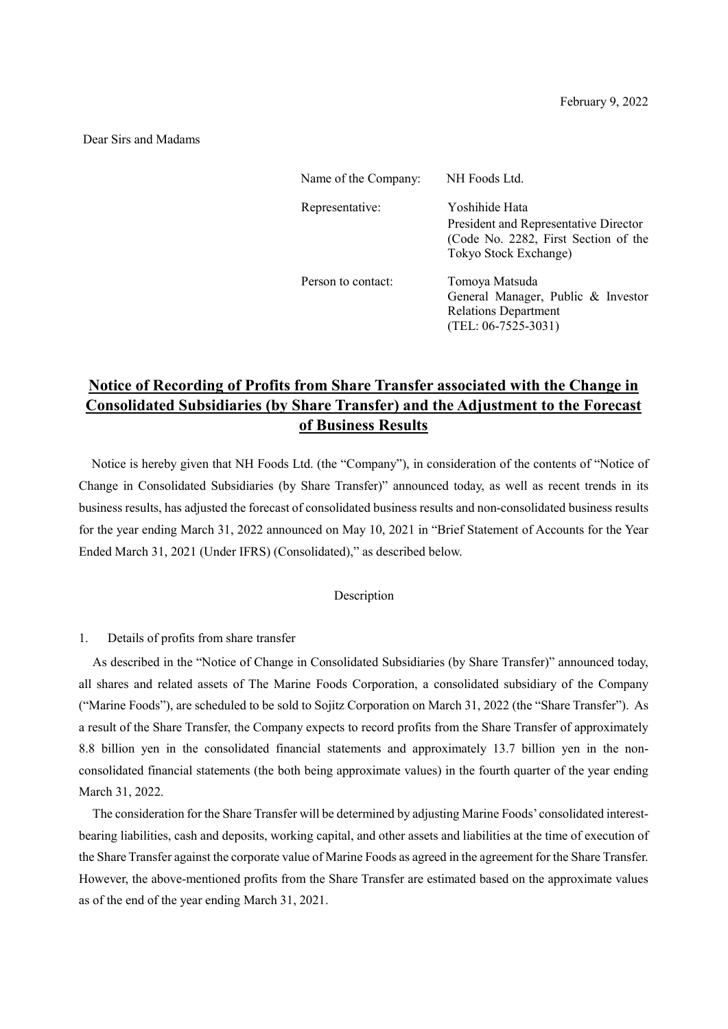February 9, 2022

Dear Sirs and Madams

| | |
|---|---|
| Name of the Company: | NH Foods Ltd. |
| Representative: | Yoshihide Hata<br>President and Representative Director<br>(Code No. 2282, First Section of the Tokyo Stock Exchange) |
| Person to contact: | Tomoya Matsuda<br>General Manager, Public & Investor Relations Department<br>(TEL: 06-7525-3031) |

# Notice of Recording of Profits from Share Transfer associated with the Change in Consolidated Subsidiaries (by Share Transfer) and the Adjustment to the Forecast of Business Results

Notice is hereby given that NH Foods Ltd. (the "Company"), in consideration of the contents of "Notice of Change in Consolidated Subsidiaries (by Share Transfer)" announced today, as well as recent trends in its business results, has adjusted the forecast of consolidated business results and non-consolidated business results for the year ending March 31, 2022 announced on May 10, 2021 in "Brief Statement of Accounts for the Year Ended March 31, 2021 (Under IFRS) (Consolidated)," as described below.

Description

1. Details of profits from share transfer

As described in the "Notice of Change in Consolidated Subsidiaries (by Share Transfer)" announced today, all shares and related assets of The Marine Foods Corporation, a consolidated subsidiary of the Company ("Marine Foods"), are scheduled to be sold to Sojitz Corporation on March 31, 2022 (the "Share Transfer"). As a result of the Share Transfer, the Company expects to record profits from the Share Transfer of approximately 8.8 billion yen in the consolidated financial statements and approximately 13.7 billion yen in the non-consolidated financial statements (the both being approximate values) in the fourth quarter of the year ending March 31, 2022.

The consideration for the Share Transfer will be determined by adjusting Marine Foods' consolidated interest-bearing liabilities, cash and deposits, working capital, and other assets and liabilities at the time of execution of the Share Transfer against the corporate value of Marine Foods as agreed in the agreement for the Share Transfer. However, the above-mentioned profits from the Share Transfer are estimated based on the approximate values as of the end of the year ending March 31, 2021.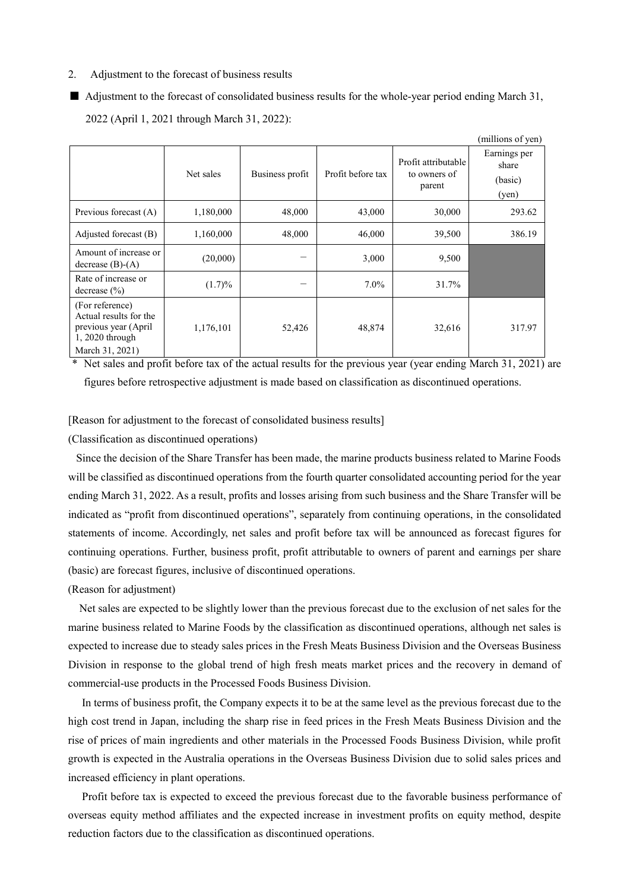2. Adjustment to the forecast of business results

■ Adjustment to the forecast of consolidated business results for the whole-year period ending March 31, 2022 (April 1, 2021 through March 31, 2022):

(millions of yen)

| | Net sales | Business profit | Profit before tax | Profit attributable to owners of parent | Earnings per share (basic) (yen) |
|---|---|---|---|---|---|
| Previous forecast (A) | 1,180,000 | 48,000 | 43,000 | 30,000 | 293.62 |
| Adjusted forecast (B) | 1,160,000 | 48,000 | 46,000 | 39,500 | 386.19 |
| Amount of increase or decrease (B)-(A) | (20,000) | – | 3,000 | 9,500 | |
| Rate of increase or decrease (%) | (1.7)% | – | 7.0% | 31.7% | |
| (For reference) Actual results for the previous year (April 1, 2020 through March 31, 2021) | 1,176,101 | 52,426 | 48,874 | 32,616 | 317.97 |

\* Net sales and profit before tax of the actual results for the previous year (year ending March 31, 2021) are figures before retrospective adjustment is made based on classification as discontinued operations.

[Reason for adjustment to the forecast of consolidated business results]

(Classification as discontinued operations)

Since the decision of the Share Transfer has been made, the marine products business related to Marine Foods will be classified as discontinued operations from the fourth quarter consolidated accounting period for the year ending March 31, 2022. As a result, profits and losses arising from such business and the Share Transfer will be indicated as "profit from discontinued operations", separately from continuing operations, in the consolidated statements of income. Accordingly, net sales and profit before tax will be announced as forecast figures for continuing operations. Further, business profit, profit attributable to owners of parent and earnings per share (basic) are forecast figures, inclusive of discontinued operations.

(Reason for adjustment)

Net sales are expected to be slightly lower than the previous forecast due to the exclusion of net sales for the marine business related to Marine Foods by the classification as discontinued operations, although net sales is expected to increase due to steady sales prices in the Fresh Meats Business Division and the Overseas Business Division in response to the global trend of high fresh meats market prices and the recovery in demand of commercial-use products in the Processed Foods Business Division.

In terms of business profit, the Company expects it to be at the same level as the previous forecast due to the high cost trend in Japan, including the sharp rise in feed prices in the Fresh Meats Business Division and the rise of prices of main ingredients and other materials in the Processed Foods Business Division, while profit growth is expected in the Australia operations in the Overseas Business Division due to solid sales prices and increased efficiency in plant operations.

Profit before tax is expected to exceed the previous forecast due to the favorable business performance of overseas equity method affiliates and the expected increase in investment profits on equity method, despite reduction factors due to the classification as discontinued operations.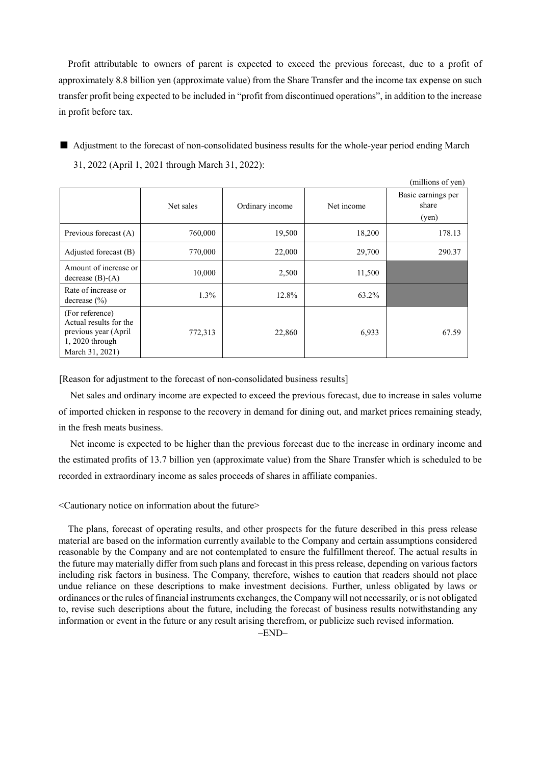Profit attributable to owners of parent is expected to exceed the previous forecast, due to a profit of approximately 8.8 billion yen (approximate value) from the Share Transfer and the income tax expense on such transfer profit being expected to be included in "profit from discontinued operations", in addition to the increase in profit before tax.

■ Adjustment to the forecast of non-consolidated business results for the whole-year period ending March 31, 2022 (April 1, 2021 through March 31, 2022):

(millions of yen)

| | Net sales | Ordinary income | Net income | Basic earnings per share (yen) |
|---|---|---|---|---|
| Previous forecast (A) | 760,000 | 19,500 | 18,200 | 178.13 |
| Adjusted forecast (B) | 770,000 | 22,000 | 29,700 | 290.37 |
| Amount of increase or decrease (B)-(A) | 10,000 | 2,500 | 11,500 | |
| Rate of increase or decrease (%) | 1.3% | 12.8% | 63.2% | |
| (For reference) Actual results for the previous year (April 1, 2020 through March 31, 2021) | 772,313 | 22,860 | 6,933 | 67.59 |

[Reason for adjustment to the forecast of non-consolidated business results]

Net sales and ordinary income are expected to exceed the previous forecast, due to increase in sales volume of imported chicken in response to the recovery in demand for dining out, and market prices remaining steady, in the fresh meats business.

Net income is expected to be higher than the previous forecast due to the increase in ordinary income and the estimated profits of 13.7 billion yen (approximate value) from the Share Transfer which is scheduled to be recorded in extraordinary income as sales proceeds of shares in affiliate companies.

<Cautionary notice on information about the future>

The plans, forecast of operating results, and other prospects for the future described in this press release material are based on the information currently available to the Company and certain assumptions considered reasonable by the Company and are not contemplated to ensure the fulfillment thereof. The actual results in the future may materially differ from such plans and forecast in this press release, depending on various factors including risk factors in business. The Company, therefore, wishes to caution that readers should not place undue reliance on these descriptions to make investment decisions. Further, unless obligated by laws or ordinances or the rules of financial instruments exchanges, the Company will not necessarily, or is not obligated to, revise such descriptions about the future, including the forecast of business results notwithstanding any information or event in the future or any result arising therefrom, or publicize such revised information.

–END–